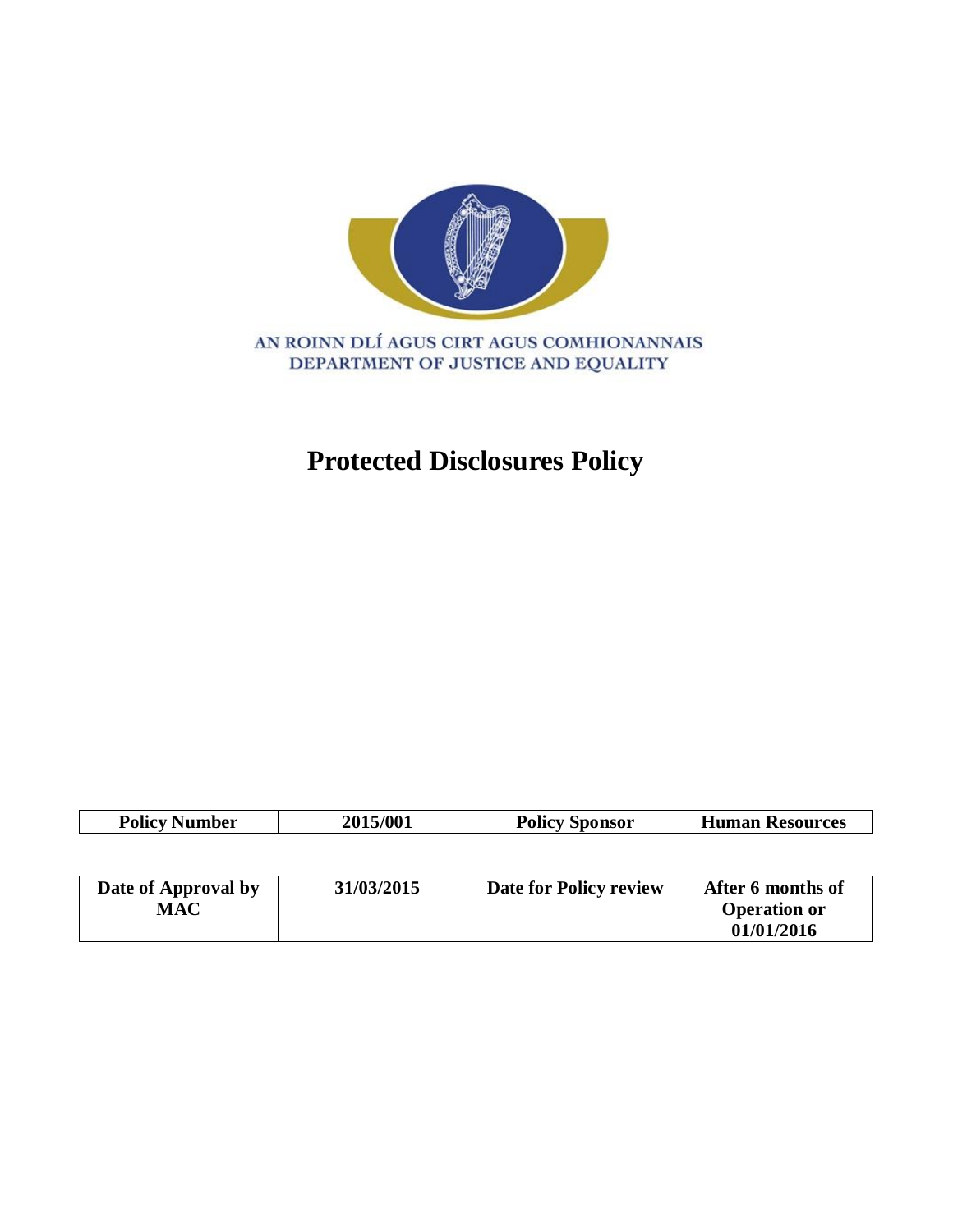AN ROINN DLÍ AGUS CIRT AGUS COMHIONANNAIS
DEPARTMENT OF JUSTICE AND EQUALITY

# Protected Disclosures Policy

| Policy Number | 2015/001 | Policy Sponsor | Human Resources |
|---|---|---|---|

| Date of Approval by MAC | 31/03/2015 | Date for Policy review | After 6 months of Operation or 01/01/2016 |
|---|---|---|---|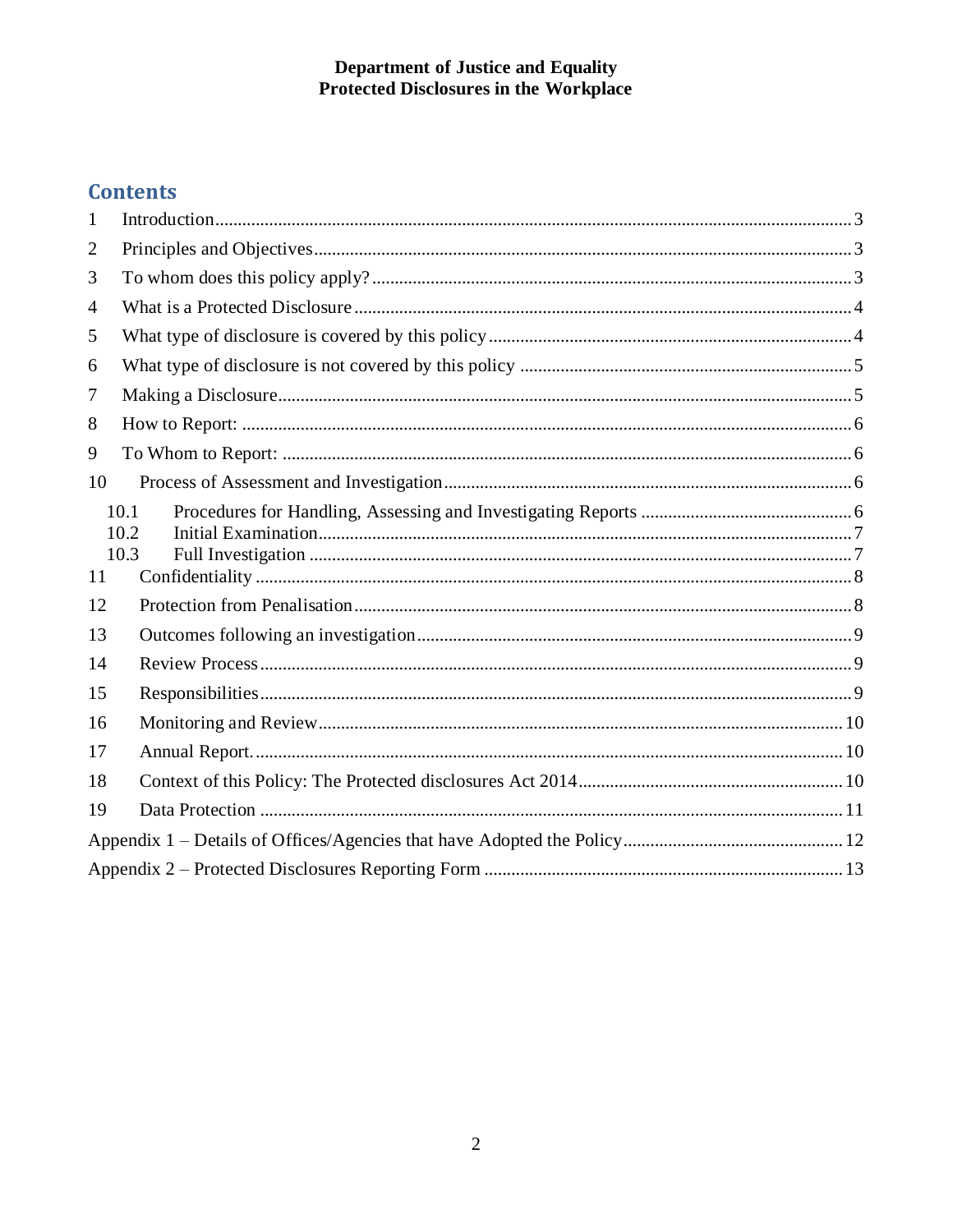**Department of Justice and Equality**
**Protected Disclosures in the Workplace**

## Contents

1 Introduction ... 3
2 Principles and Objectives ... 3
3 To whom does this policy apply? ... 3
4 What is a Protected Disclosure ... 4
5 What type of disclosure is covered by this policy ... 4
6 What type of disclosure is not covered by this policy ... 5
7 Making a Disclosure ... 5
8 How to Report: ... 6
9 To Whom to Report: ... 6
10 Process of Assessment and Investigation ... 6
  10.1 Procedures for Handling, Assessing and Investigating Reports ... 6
  10.2 Initial Examination ... 7
  10.3 Full Investigation ... 7
11 Confidentiality ... 8
12 Protection from Penalisation ... 8
13 Outcomes following an investigation ... 9
14 Review Process ... 9
15 Responsibilities ... 9
16 Monitoring and Review ... 10
17 Annual Report. ... 10
18 Context of this Policy: The Protected disclosures Act 2014 ... 10
19 Data Protection ... 11
Appendix 1 – Details of Offices/Agencies that have Adopted the Policy ... 12
Appendix 2 – Protected Disclosures Reporting Form ... 13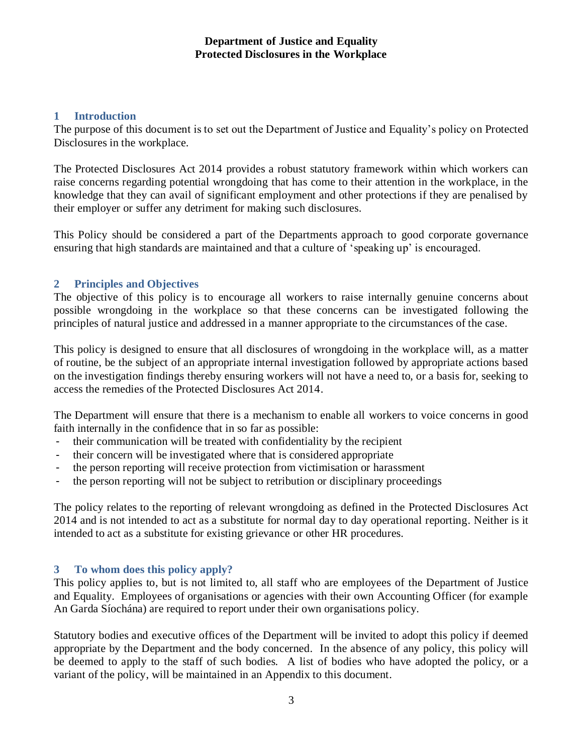**Department of Justice and Equality**
**Protected Disclosures in the Workplace**

## 1 Introduction

The purpose of this document is to set out the Department of Justice and Equality's policy on Protected Disclosures in the workplace.

The Protected Disclosures Act 2014 provides a robust statutory framework within which workers can raise concerns regarding potential wrongdoing that has come to their attention in the workplace, in the knowledge that they can avail of significant employment and other protections if they are penalised by their employer or suffer any detriment for making such disclosures.

This Policy should be considered a part of the Departments approach to good corporate governance ensuring that high standards are maintained and that a culture of 'speaking up' is encouraged.

## 2 Principles and Objectives

The objective of this policy is to encourage all workers to raise internally genuine concerns about possible wrongdoing in the workplace so that these concerns can be investigated following the principles of natural justice and addressed in a manner appropriate to the circumstances of the case.

This policy is designed to ensure that all disclosures of wrongdoing in the workplace will, as a matter of routine, be the subject of an appropriate internal investigation followed by appropriate actions based on the investigation findings thereby ensuring workers will not have a need to, or a basis for, seeking to access the remedies of the Protected Disclosures Act 2014.

The Department will ensure that there is a mechanism to enable all workers to voice concerns in good faith internally in the confidence that in so far as possible:

- their communication will be treated with confidentiality by the recipient
- their concern will be investigated where that is considered appropriate
- the person reporting will receive protection from victimisation or harassment
- the person reporting will not be subject to retribution or disciplinary proceedings

The policy relates to the reporting of relevant wrongdoing as defined in the Protected Disclosures Act 2014 and is not intended to act as a substitute for normal day to day operational reporting. Neither is it intended to act as a substitute for existing grievance or other HR procedures.

## 3 To whom does this policy apply?

This policy applies to, but is not limited to, all staff who are employees of the Department of Justice and Equality. Employees of organisations or agencies with their own Accounting Officer (for example An Garda Síochána) are required to report under their own organisations policy.

Statutory bodies and executive offices of the Department will be invited to adopt this policy if deemed appropriate by the Department and the body concerned. In the absence of any policy, this policy will be deemed to apply to the staff of such bodies. A list of bodies who have adopted the policy, or a variant of the policy, will be maintained in an Appendix to this document.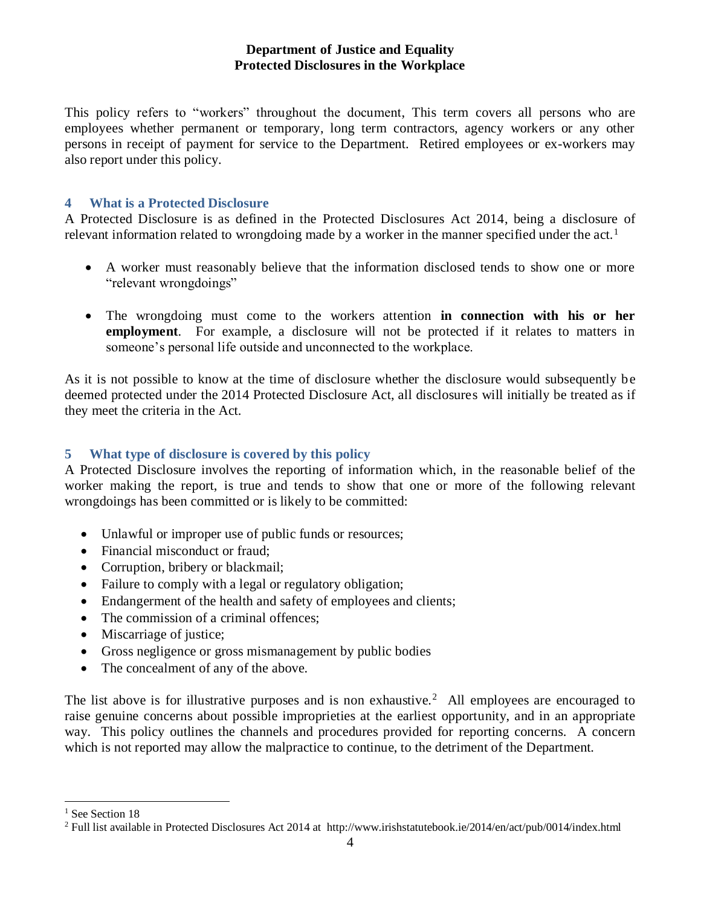**Department of Justice and Equality**
**Protected Disclosures in the Workplace**

This policy refers to "workers" throughout the document, This term covers all persons who are employees whether permanent or temporary, long term contractors, agency workers or any other persons in receipt of payment for service to the Department. Retired employees or ex-workers may also report under this policy.

## 4 What is a Protected Disclosure

A Protected Disclosure is as defined in the Protected Disclosures Act 2014, being a disclosure of relevant information related to wrongdoing made by a worker in the manner specified under the act.[1]

- A worker must reasonably believe that the information disclosed tends to show one or more "relevant wrongdoings"
- The wrongdoing must come to the workers attention **in connection with his or her employment**. For example, a disclosure will not be protected if it relates to matters in someone's personal life outside and unconnected to the workplace.

As it is not possible to know at the time of disclosure whether the disclosure would subsequently be deemed protected under the 2014 Protected Disclosure Act, all disclosures will initially be treated as if they meet the criteria in the Act.

## 5 What type of disclosure is covered by this policy

A Protected Disclosure involves the reporting of information which, in the reasonable belief of the worker making the report, is true and tends to show that one or more of the following relevant wrongdoings has been committed or is likely to be committed:

- Unlawful or improper use of public funds or resources;
- Financial misconduct or fraud;
- Corruption, bribery or blackmail;
- Failure to comply with a legal or regulatory obligation;
- Endangerment of the health and safety of employees and clients;
- The commission of a criminal offences;
- Miscarriage of justice;
- Gross negligence or gross mismanagement by public bodies
- The concealment of any of the above.

The list above is for illustrative purposes and is non exhaustive.[2] All employees are encouraged to raise genuine concerns about possible improprieties at the earliest opportunity, and in an appropriate way. This policy outlines the channels and procedures provided for reporting concerns. A concern which is not reported may allow the malpractice to continue, to the detriment of the Department.

---

[1] See Section 18

[2] Full list available in Protected Disclosures Act 2014 at http://www.irishstatutebook.ie/2014/en/act/pub/0014/index.html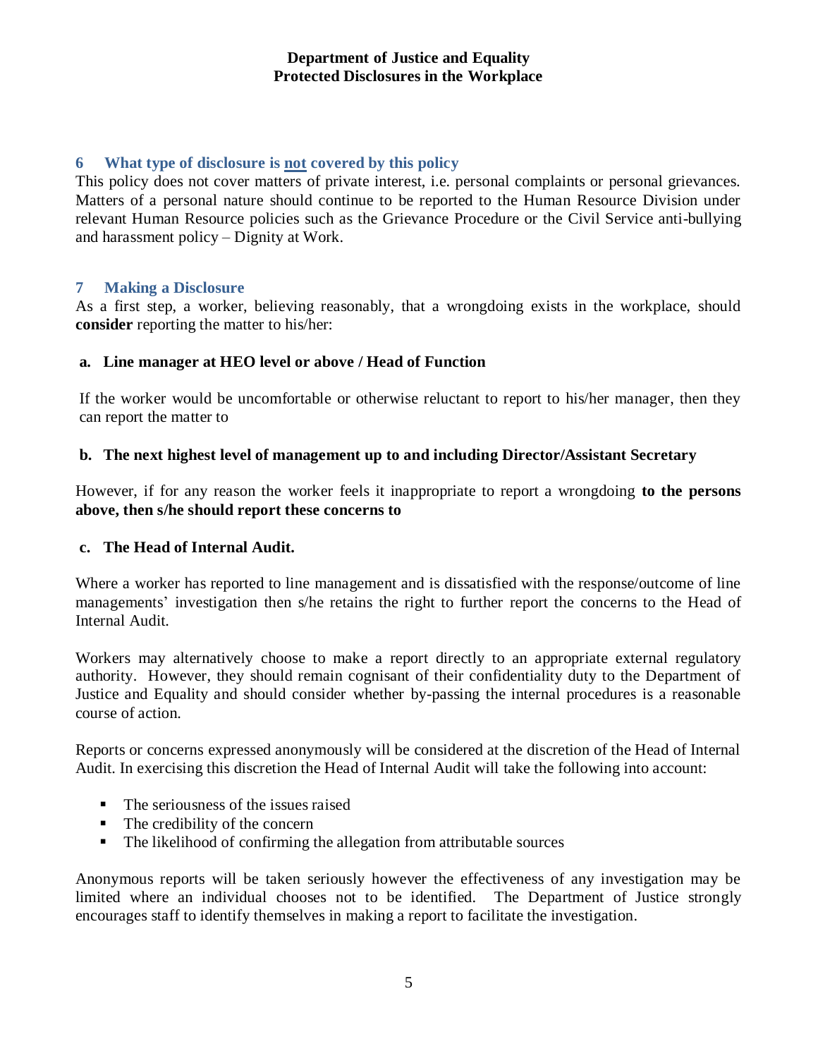## 6 What type of disclosure is not covered by this policy

This policy does not cover matters of private interest, i.e. personal complaints or personal grievances. Matters of a personal nature should continue to be reported to the Human Resource Division under relevant Human Resource policies such as the Grievance Procedure or the Civil Service anti-bullying and harassment policy – Dignity at Work.

## 7 Making a Disclosure

As a first step, a worker, believing reasonably, that a wrongdoing exists in the workplace, should **consider** reporting the matter to his/her:

**a. Line manager at HEO level or above / Head of Function**

If the worker would be uncomfortable or otherwise reluctant to report to his/her manager, then they can report the matter to

**b. The next highest level of management up to and including Director/Assistant Secretary**

However, if for any reason the worker feels it inappropriate to report a wrongdoing **to the persons above, then s/he should report these concerns to**

**c. The Head of Internal Audit.**

Where a worker has reported to line management and is dissatisfied with the response/outcome of line managements' investigation then s/he retains the right to further report the concerns to the Head of Internal Audit.

Workers may alternatively choose to make a report directly to an appropriate external regulatory authority. However, they should remain cognisant of their confidentiality duty to the Department of Justice and Equality and should consider whether by-passing the internal procedures is a reasonable course of action.

Reports or concerns expressed anonymously will be considered at the discretion of the Head of Internal Audit. In exercising this discretion the Head of Internal Audit will take the following into account:

- The seriousness of the issues raised
- The credibility of the concern
- The likelihood of confirming the allegation from attributable sources

Anonymous reports will be taken seriously however the effectiveness of any investigation may be limited where an individual chooses not to be identified. The Department of Justice strongly encourages staff to identify themselves in making a report to facilitate the investigation.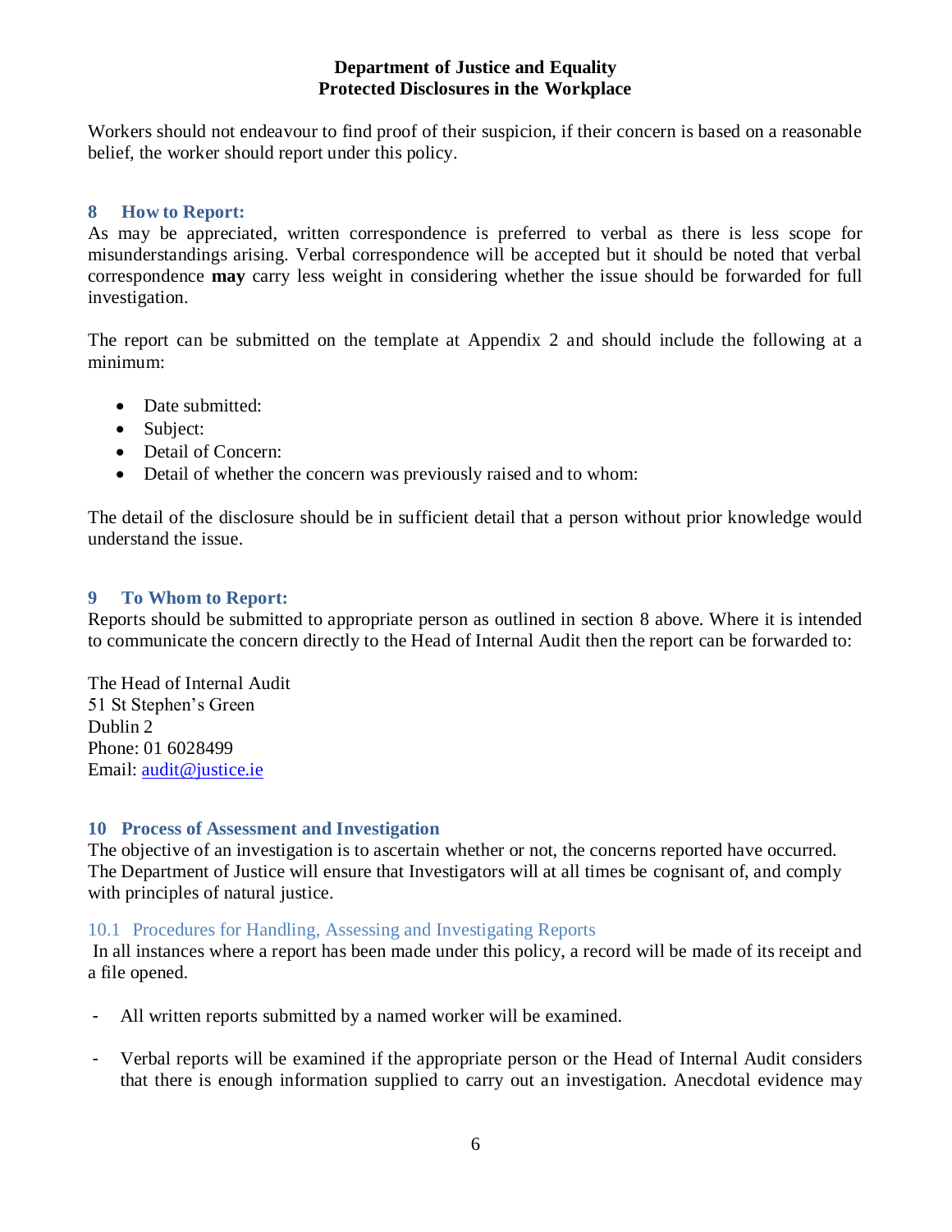Workers should not endeavour to find proof of their suspicion, if their concern is based on a reasonable belief, the worker should report under this policy.

## 8 How to Report:

As may be appreciated, written correspondence is preferred to verbal as there is less scope for misunderstandings arising. Verbal correspondence will be accepted but it should be noted that verbal correspondence **may** carry less weight in considering whether the issue should be forwarded for full investigation.

The report can be submitted on the template at Appendix 2 and should include the following at a minimum:

- Date submitted:
- Subject:
- Detail of Concern:
- Detail of whether the concern was previously raised and to whom:

The detail of the disclosure should be in sufficient detail that a person without prior knowledge would understand the issue.

## 9 To Whom to Report:

Reports should be submitted to appropriate person as outlined in section 8 above. Where it is intended to communicate the concern directly to the Head of Internal Audit then the report can be forwarded to:

The Head of Internal Audit
51 St Stephen's Green
Dublin 2
Phone: 01 6028499
Email: audit@justice.ie

## 10 Process of Assessment and Investigation

The objective of an investigation is to ascertain whether or not, the concerns reported have occurred. The Department of Justice will ensure that Investigators will at all times be cognisant of, and comply with principles of natural justice.

### 10.1 Procedures for Handling, Assessing and Investigating Reports

In all instances where a report has been made under this policy, a record will be made of its receipt and a file opened.

- All written reports submitted by a named worker will be examined.

- Verbal reports will be examined if the appropriate person or the Head of Internal Audit considers that there is enough information supplied to carry out an investigation. Anecdotal evidence may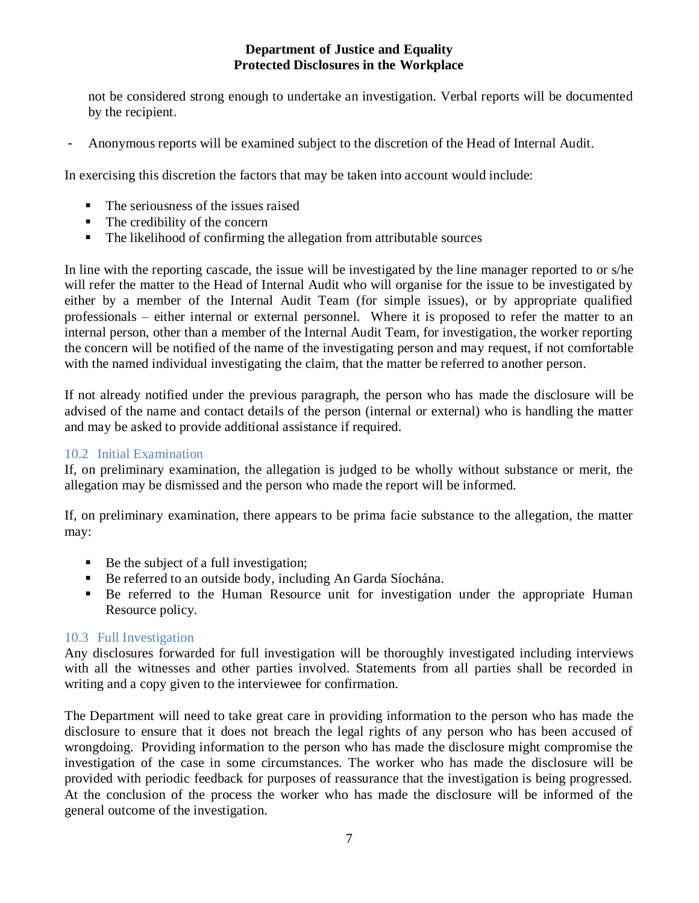not be considered strong enough to undertake an investigation. Verbal reports will be documented by the recipient.

- Anonymous reports will be examined subject to the discretion of the Head of Internal Audit.

In exercising this discretion the factors that may be taken into account would include:

- The seriousness of the issues raised
- The credibility of the concern
- The likelihood of confirming the allegation from attributable sources

In line with the reporting cascade, the issue will be investigated by the line manager reported to or s/he will refer the matter to the Head of Internal Audit who will organise for the issue to be investigated by either by a member of the Internal Audit Team (for simple issues), or by appropriate qualified professionals – either internal or external personnel. Where it is proposed to refer the matter to an internal person, other than a member of the Internal Audit Team, for investigation, the worker reporting the concern will be notified of the name of the investigating person and may request, if not comfortable with the named individual investigating the claim, that the matter be referred to another person.

If not already notified under the previous paragraph, the person who has made the disclosure will be advised of the name and contact details of the person (internal or external) who is handling the matter and may be asked to provide additional assistance if required.

### 10.2 Initial Examination

If, on preliminary examination, the allegation is judged to be wholly without substance or merit, the allegation may be dismissed and the person who made the report will be informed.

If, on preliminary examination, there appears to be prima facie substance to the allegation, the matter may:

- Be the subject of a full investigation;
- Be referred to an outside body, including An Garda Síochána.
- Be referred to the Human Resource unit for investigation under the appropriate Human Resource policy.

### 10.3 Full Investigation

Any disclosures forwarded for full investigation will be thoroughly investigated including interviews with all the witnesses and other parties involved. Statements from all parties shall be recorded in writing and a copy given to the interviewee for confirmation.

The Department will need to take great care in providing information to the person who has made the disclosure to ensure that it does not breach the legal rights of any person who has been accused of wrongdoing. Providing information to the person who has made the disclosure might compromise the investigation of the case in some circumstances. The worker who has made the disclosure will be provided with periodic feedback for purposes of reassurance that the investigation is being progressed. At the conclusion of the process the worker who has made the disclosure will be informed of the general outcome of the investigation.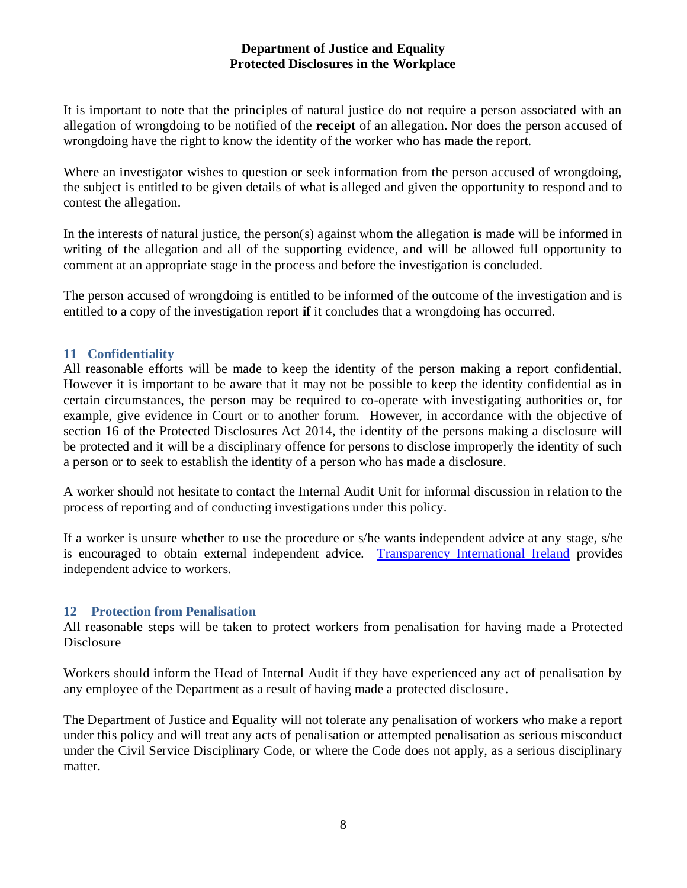It is important to note that the principles of natural justice do not require a person associated with an allegation of wrongdoing to be notified of the **receipt** of an allegation. Nor does the person accused of wrongdoing have the right to know the identity of the worker who has made the report.

Where an investigator wishes to question or seek information from the person accused of wrongdoing, the subject is entitled to be given details of what is alleged and given the opportunity to respond and to contest the allegation.

In the interests of natural justice, the person(s) against whom the allegation is made will be informed in writing of the allegation and all of the supporting evidence, and will be allowed full opportunity to comment at an appropriate stage in the process and before the investigation is concluded.

The person accused of wrongdoing is entitled to be informed of the outcome of the investigation and is entitled to a copy of the investigation report **if** it concludes that a wrongdoing has occurred.

## 11 Confidentiality

All reasonable efforts will be made to keep the identity of the person making a report confidential. However it is important to be aware that it may not be possible to keep the identity confidential as in certain circumstances, the person may be required to co-operate with investigating authorities or, for example, give evidence in Court or to another forum. However, in accordance with the objective of section 16 of the Protected Disclosures Act 2014, the identity of the persons making a disclosure will be protected and it will be a disciplinary offence for persons to disclose improperly the identity of such a person or to seek to establish the identity of a person who has made a disclosure.

A worker should not hesitate to contact the Internal Audit Unit for informal discussion in relation to the process of reporting and of conducting investigations under this policy.

If a worker is unsure whether to use the procedure or s/he wants independent advice at any stage, s/he is encouraged to obtain external independent advice. Transparency International Ireland provides independent advice to workers.

## 12 Protection from Penalisation

All reasonable steps will be taken to protect workers from penalisation for having made a Protected Disclosure

Workers should inform the Head of Internal Audit if they have experienced any act of penalisation by any employee of the Department as a result of having made a protected disclosure.

The Department of Justice and Equality will not tolerate any penalisation of workers who make a report under this policy and will treat any acts of penalisation or attempted penalisation as serious misconduct under the Civil Service Disciplinary Code, or where the Code does not apply, as a serious disciplinary matter.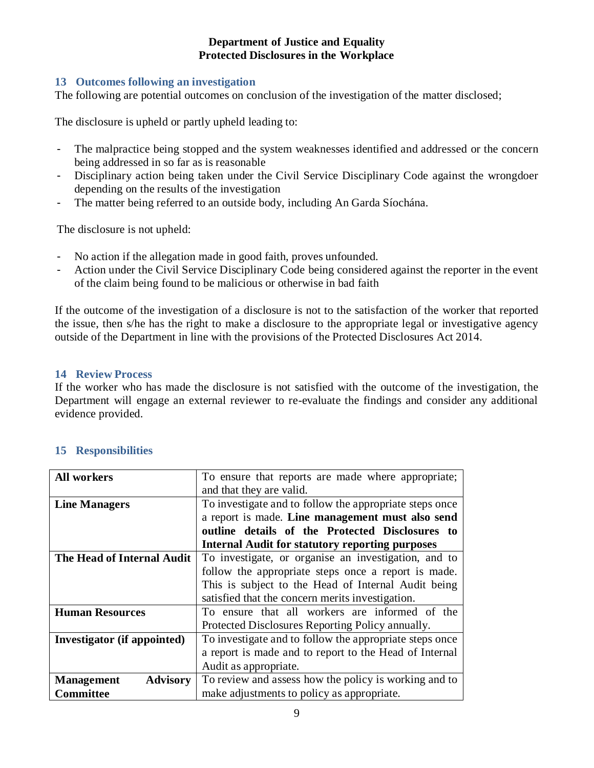## 13 Outcomes following an investigation

The following are potential outcomes on conclusion of the investigation of the matter disclosed;

The disclosure is upheld or partly upheld leading to:

- The malpractice being stopped and the system weaknesses identified and addressed or the concern being addressed in so far as is reasonable
- Disciplinary action being taken under the Civil Service Disciplinary Code against the wrongdoer depending on the results of the investigation
- The matter being referred to an outside body, including An Garda Síochána.

The disclosure is not upheld:

- No action if the allegation made in good faith, proves unfounded.
- Action under the Civil Service Disciplinary Code being considered against the reporter in the event of the claim being found to be malicious or otherwise in bad faith

If the outcome of the investigation of a disclosure is not to the satisfaction of the worker that reported the issue, then s/he has the right to make a disclosure to the appropriate legal or investigative agency outside of the Department in line with the provisions of the Protected Disclosures Act 2014.

## 14 Review Process

If the worker who has made the disclosure is not satisfied with the outcome of the investigation, the Department will engage an external reviewer to re-evaluate the findings and consider any additional evidence provided.

## 15 Responsibilities

| | |
|---|---|
| **All workers** | To ensure that reports are made where appropriate; and that they are valid. |
| **Line Managers** | To investigate and to follow the appropriate steps once a report is made. **Line management must also send outline details of the Protected Disclosures to Internal Audit for statutory reporting purposes** |
| **The Head of Internal Audit** | To investigate, or organise an investigation, and to follow the appropriate steps once a report is made. This is subject to the Head of Internal Audit being satisfied that the concern merits investigation. |
| **Human Resources** | To ensure that all workers are informed of the Protected Disclosures Reporting Policy annually. |
| **Investigator (if appointed)** | To investigate and to follow the appropriate steps once a report is made and to report to the Head of Internal Audit as appropriate. |
| **Management Advisory Committee** | To review and assess how the policy is working and to make adjustments to policy as appropriate. |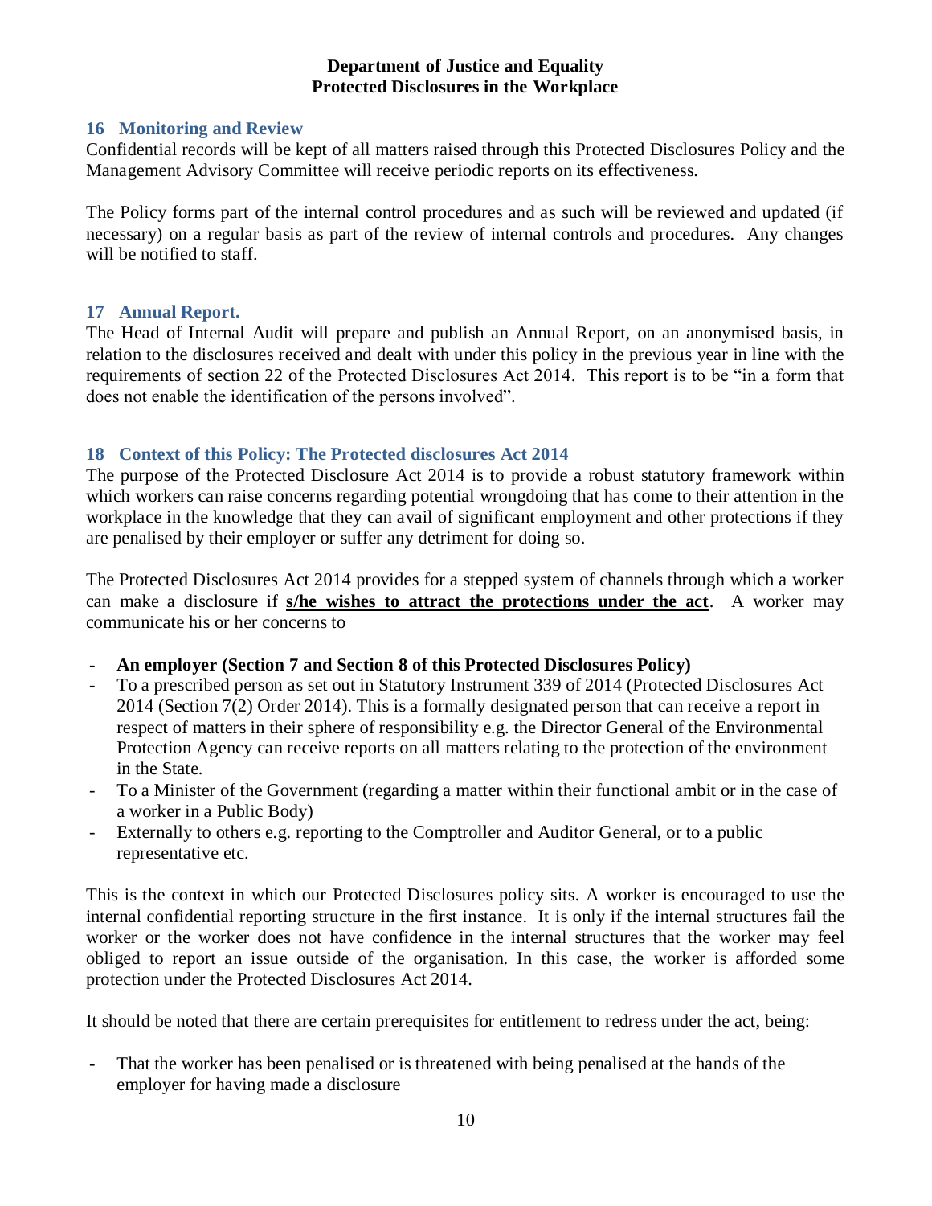## 16 Monitoring and Review

Confidential records will be kept of all matters raised through this Protected Disclosures Policy and the Management Advisory Committee will receive periodic reports on its effectiveness.

The Policy forms part of the internal control procedures and as such will be reviewed and updated (if necessary) on a regular basis as part of the review of internal controls and procedures. Any changes will be notified to staff.

## 17 Annual Report.

The Head of Internal Audit will prepare and publish an Annual Report, on an anonymised basis, in relation to the disclosures received and dealt with under this policy in the previous year in line with the requirements of section 22 of the Protected Disclosures Act 2014. This report is to be "in a form that does not enable the identification of the persons involved".

## 18 Context of this Policy: The Protected disclosures Act 2014

The purpose of the Protected Disclosure Act 2014 is to provide a robust statutory framework within which workers can raise concerns regarding potential wrongdoing that has come to their attention in the workplace in the knowledge that they can avail of significant employment and other protections if they are penalised by their employer or suffer any detriment for doing so.

The Protected Disclosures Act 2014 provides for a stepped system of channels through which a worker can make a disclosure if **s/he wishes to attract the protections under the act**. A worker may communicate his or her concerns to

- **An employer (Section 7 and Section 8 of this Protected Disclosures Policy)**
- To a prescribed person as set out in Statutory Instrument 339 of 2014 (Protected Disclosures Act 2014 (Section 7(2) Order 2014). This is a formally designated person that can receive a report in respect of matters in their sphere of responsibility e.g. the Director General of the Environmental Protection Agency can receive reports on all matters relating to the protection of the environment in the State.
- To a Minister of the Government (regarding a matter within their functional ambit or in the case of a worker in a Public Body)
- Externally to others e.g. reporting to the Comptroller and Auditor General, or to a public representative etc.

This is the context in which our Protected Disclosures policy sits. A worker is encouraged to use the internal confidential reporting structure in the first instance. It is only if the internal structures fail the worker or the worker does not have confidence in the internal structures that the worker may feel obliged to report an issue outside of the organisation. In this case, the worker is afforded some protection under the Protected Disclosures Act 2014.

It should be noted that there are certain prerequisites for entitlement to redress under the act, being:

- That the worker has been penalised or is threatened with being penalised at the hands of the employer for having made a disclosure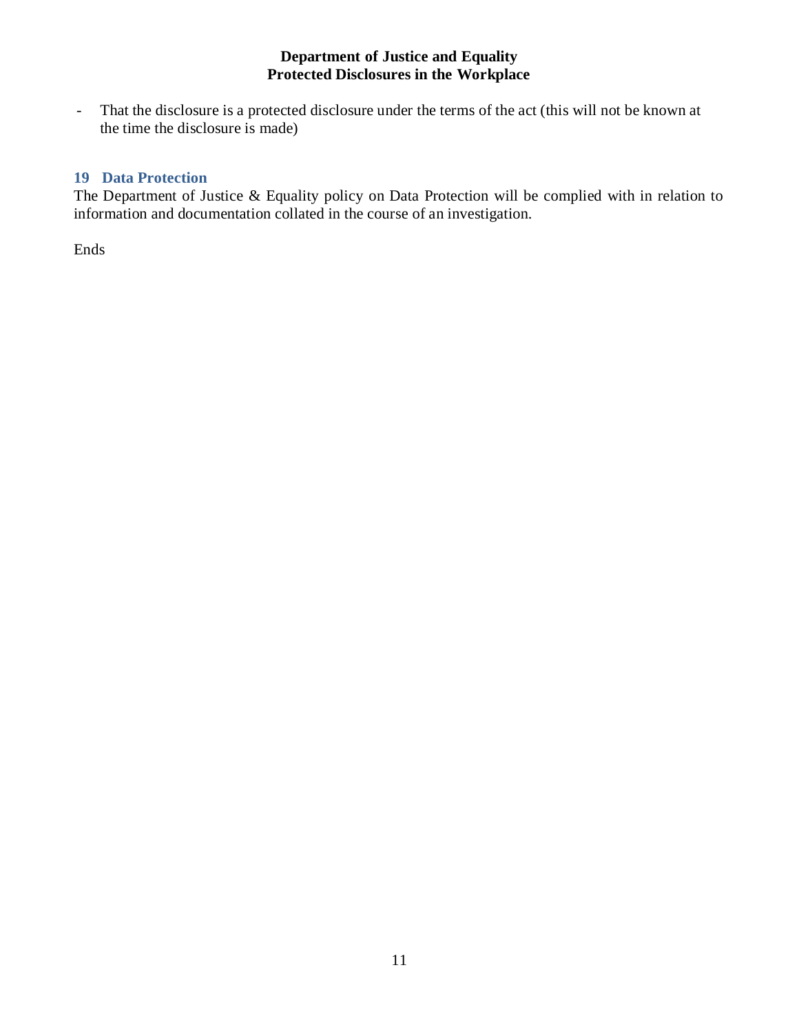- That the disclosure is a protected disclosure under the terms of the act (this will not be known at the time the disclosure is made)

## 19 Data Protection

The Department of Justice & Equality policy on Data Protection will be complied with in relation to information and documentation collated in the course of an investigation.

Ends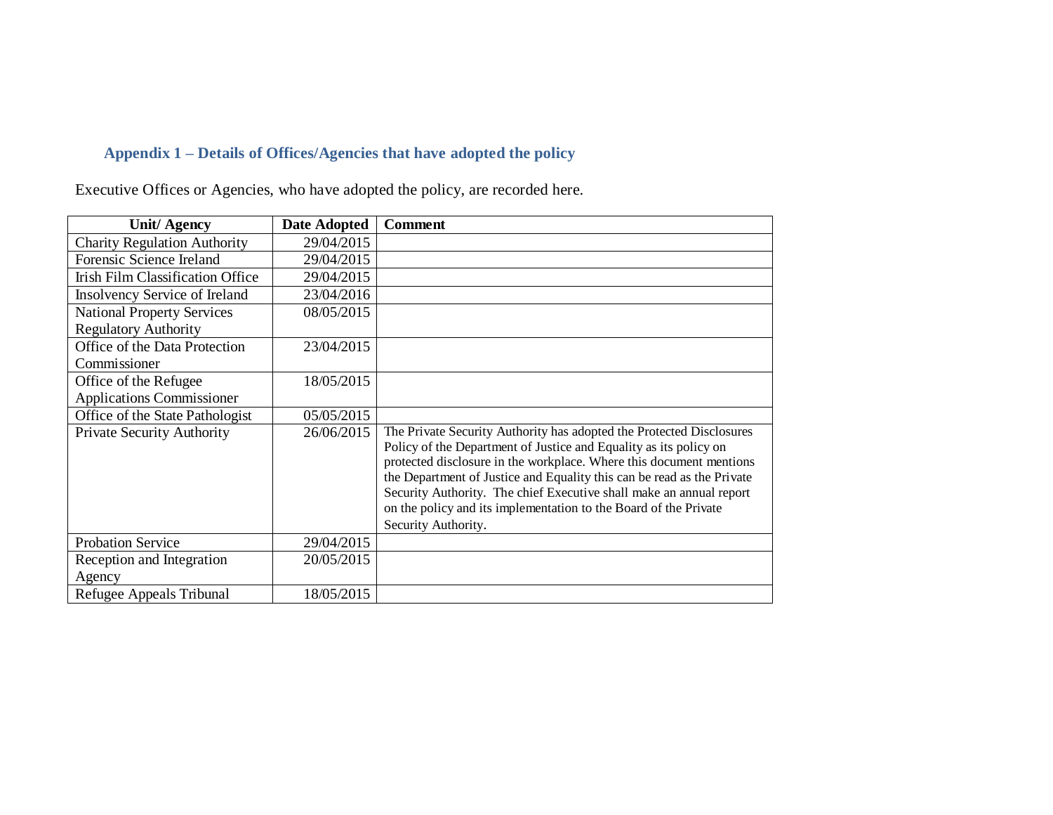## Appendix 1 – Details of Offices/Agencies that have adopted the policy

Executive Offices or Agencies, who have adopted the policy, are recorded here.

| Unit/ Agency | Date Adopted | Comment |
|---|---|---|
| Charity Regulation Authority | 29/04/2015 | |
| Forensic Science Ireland | 29/04/2015 | |
| Irish Film Classification Office | 29/04/2015 | |
| Insolvency Service of Ireland | 23/04/2016 | |
| National Property Services Regulatory Authority | 08/05/2015 | |
| Office of the Data Protection Commissioner | 23/04/2015 | |
| Office of the Refugee Applications Commissioner | 18/05/2015 | |
| Office of the State Pathologist | 05/05/2015 | |
| Private Security Authority | 26/06/2015 | The Private Security Authority has adopted the Protected Disclosures Policy of the Department of Justice and Equality as its policy on protected disclosure in the workplace. Where this document mentions the Department of Justice and Equality this can be read as the Private Security Authority. The chief Executive shall make an annual report on the policy and its implementation to the Board of the Private Security Authority. |
| Probation Service | 29/04/2015 | |
| Reception and Integration Agency | 20/05/2015 | |
| Refugee Appeals Tribunal | 18/05/2015 | |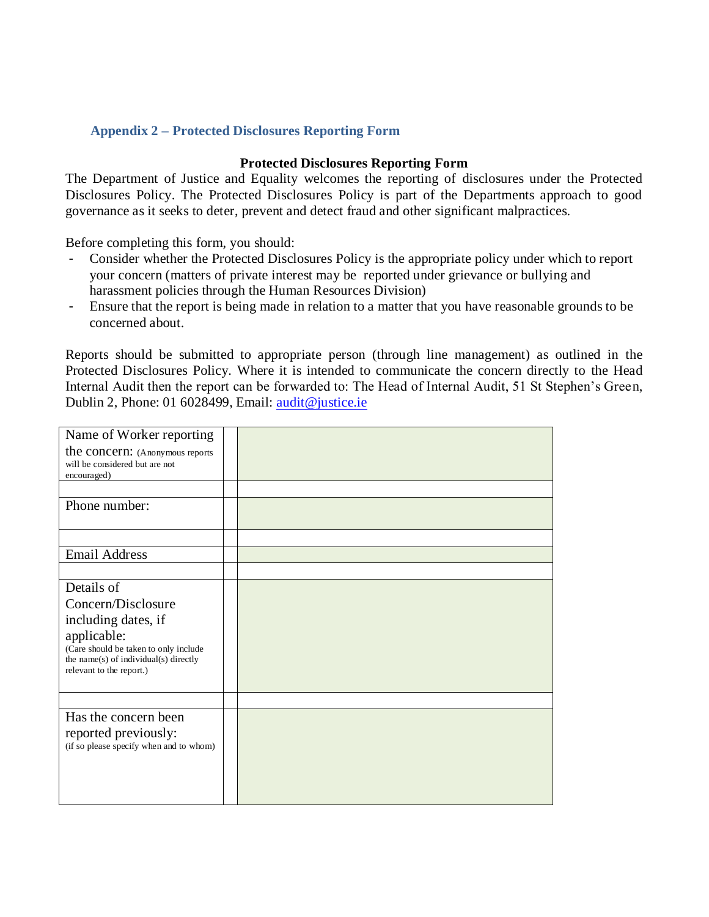## Appendix 2 – Protected Disclosures Reporting Form

**Protected Disclosures Reporting Form**

The Department of Justice and Equality welcomes the reporting of disclosures under the Protected Disclosures Policy. The Protected Disclosures Policy is part of the Departments approach to good governance as it seeks to deter, prevent and detect fraud and other significant malpractices.

Before completing this form, you should:

- Consider whether the Protected Disclosures Policy is the appropriate policy under which to report your concern (matters of private interest may be reported under grievance or bullying and harassment policies through the Human Resources Division)
- Ensure that the report is being made in relation to a matter that you have reasonable grounds to be concerned about.

Reports should be submitted to appropriate person (through line management) as outlined in the Protected Disclosures Policy. Where it is intended to communicate the concern directly to the Head Internal Audit then the report can be forwarded to: The Head of Internal Audit, 51 St Stephen's Green, Dublin 2, Phone: 01 6028499, Email: audit@justice.ie

| | | |
|---|---|---|
| Name of Worker reporting the concern: (Anonymous reports will be considered but are not encouraged) | | |
| | | |
| Phone number: | | |
| | | |
| Email Address | | |
| | | |
| Details of Concern/Disclosure including dates, if applicable: (Care should be taken to only include the name(s) of individual(s) directly relevant to the report.) | | |
| | | |
| Has the concern been reported previously: (if so please specify when and to whom) | | |